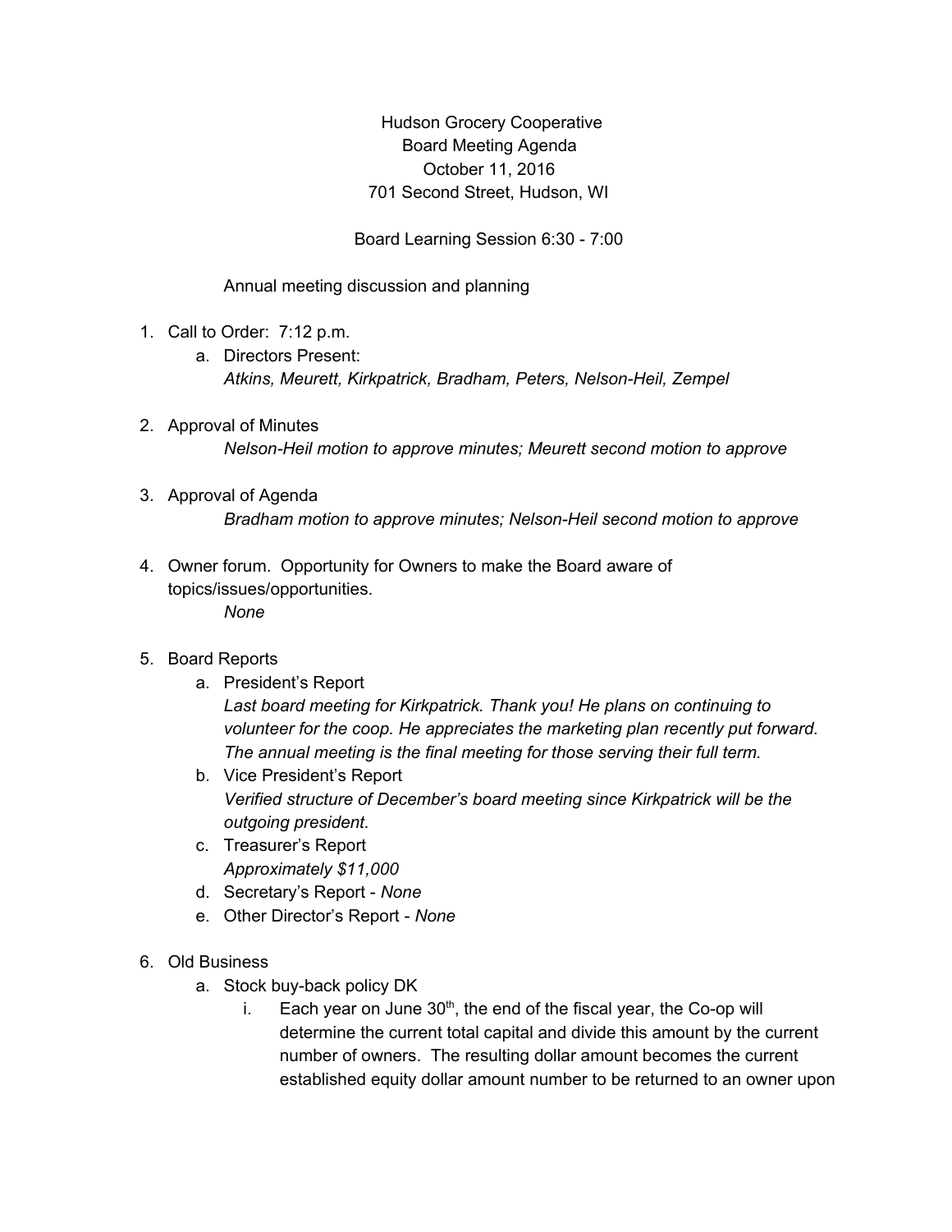Hudson Grocery Cooperative
Board Meeting Agenda
October 11, 2016
701 Second Street, Hudson, WI

Board Learning Session 6:30 - 7:00

Annual meeting discussion and planning

1. Call to Order: 7:12 p.m.
   a. Directors Present:
      *Atkins, Meurett, Kirkpatrick, Bradham, Peters, Nelson-Heil, Zempel*

2. Approval of Minutes
   *Nelson-Heil motion to approve minutes; Meurett second motion to approve*

3. Approval of Agenda
   *Bradham motion to approve minutes; Nelson-Heil second motion to approve*

4. Owner forum. Opportunity for Owners to make the Board aware of topics/issues/opportunities.
   *None*

5. Board Reports
   a. President's Report
      *Last board meeting for Kirkpatrick. Thank you! He plans on continuing to volunteer for the coop. He appreciates the marketing plan recently put forward. The annual meeting is the final meeting for those serving their full term.*
   b. Vice President's Report
      *Verified structure of December's board meeting since Kirkpatrick will be the outgoing president.*
   c. Treasurer's Report
      *Approximately $11,000*
   d. Secretary's Report - *None*
   e. Other Director's Report - *None*

6. Old Business
   a. Stock buy-back policy DK
      i. Each year on June 30th, the end of the fiscal year, the Co-op will determine the current total capital and divide this amount by the current number of owners. The resulting dollar amount becomes the current established equity dollar amount number to be returned to an owner upon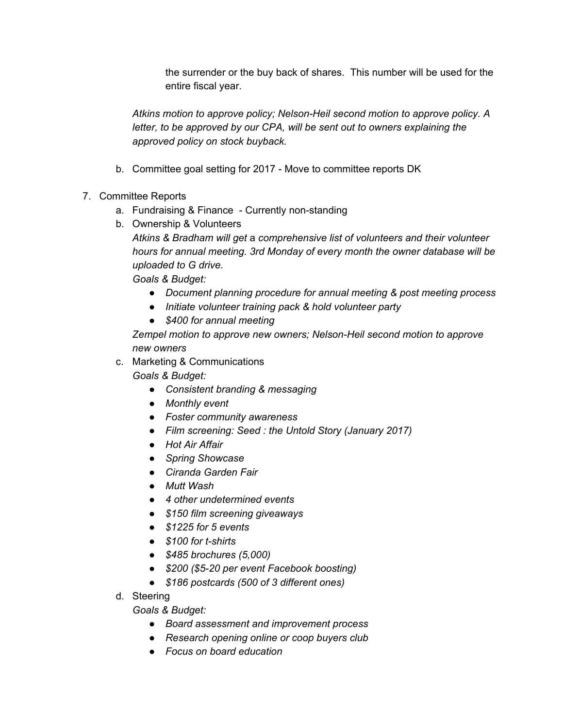the surrender or the buy back of shares. This number will be used for the entire fiscal year.

*Atkins motion to approve policy; Nelson-Heil second motion to approve policy. A letter, to be approved by our CPA, will be sent out to owners explaining the approved policy on stock buyback.*

b. Committee goal setting for 2017 - Move to committee reports DK

7. Committee Reports
   a. Fundraising & Finance - Currently non-standing
   b. Ownership & Volunteers
      *Atkins & Bradham will get a comprehensive list of volunteers and their volunteer hours for annual meeting. 3rd Monday of every month the owner database will be uploaded to G drive.*
      *Goals & Budget:*
      - *Document planning procedure for annual meeting & post meeting process*
      - *Initiate volunteer training pack & hold volunteer party*
      - *$400 for annual meeting*

      *Zempel motion to approve new owners; Nelson-Heil second motion to approve new owners*
   c. Marketing & Communications
      *Goals & Budget:*
      - *Consistent branding & messaging*
      - *Monthly event*
      - *Foster community awareness*
      - *Film screening: Seed : the Untold Story (January 2017)*
      - *Hot Air Affair*
      - *Spring Showcase*
      - *Ciranda Garden Fair*
      - *Mutt Wash*
      - *4 other undetermined events*
      - *$150 film screening giveaways*
      - *$1225 for 5 events*
      - *$100 for t-shirts*
      - *$485 brochures (5,000)*
      - *$200 ($5-20 per event Facebook boosting)*
      - *$186 postcards (500 of 3 different ones)*
   d. Steering
      *Goals & Budget:*
      - *Board assessment and improvement process*
      - *Research opening online or coop buyers club*
      - *Focus on board education*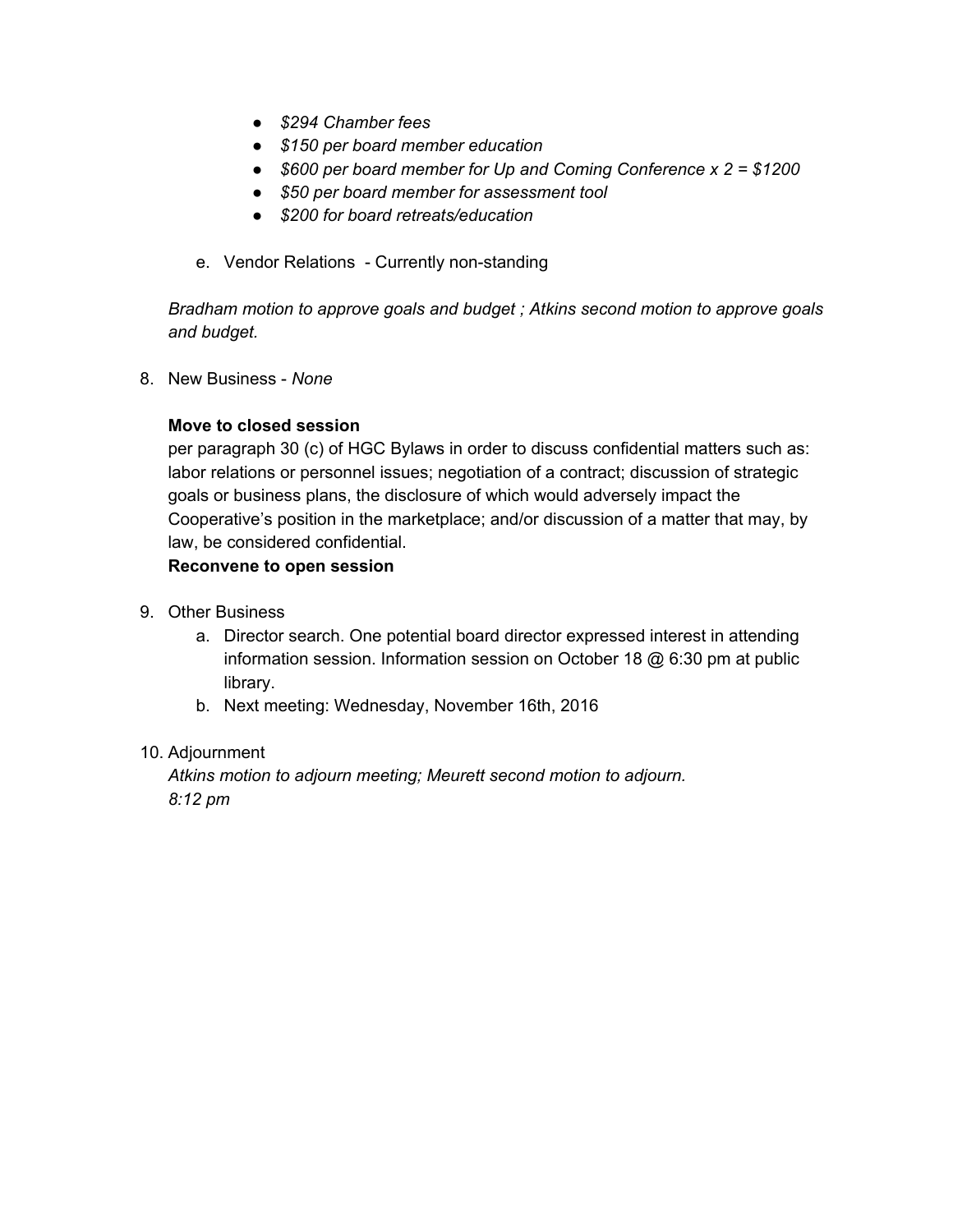- *$294 Chamber fees*
- *$150 per board member education*
- *$600 per board member for Up and Coming Conference x 2 = $1200*
- *$50 per board member for assessment tool*
- *$200 for board retreats/education*

e. Vendor Relations - Currently non-standing

*Bradham motion to approve goals and budget ; Atkins second motion to approve goals and budget.*

8. New Business - *None*

   **Move to closed session**
   per paragraph 30 (c) of HGC Bylaws in order to discuss confidential matters such as: labor relations or personnel issues; negotiation of a contract; discussion of strategic goals or business plans, the disclosure of which would adversely impact the Cooperative's position in the marketplace; and/or discussion of a matter that may, by law, be considered confidential.
   **Reconvene to open session**

9. Other Business
   a. Director search. One potential board director expressed interest in attending information session. Information session on October 18 @ 6:30 pm at public library.
   b. Next meeting: Wednesday, November 16th, 2016

10. Adjournment
   *Atkins motion to adjourn meeting; Meurett second motion to adjourn.*
   *8:12 pm*